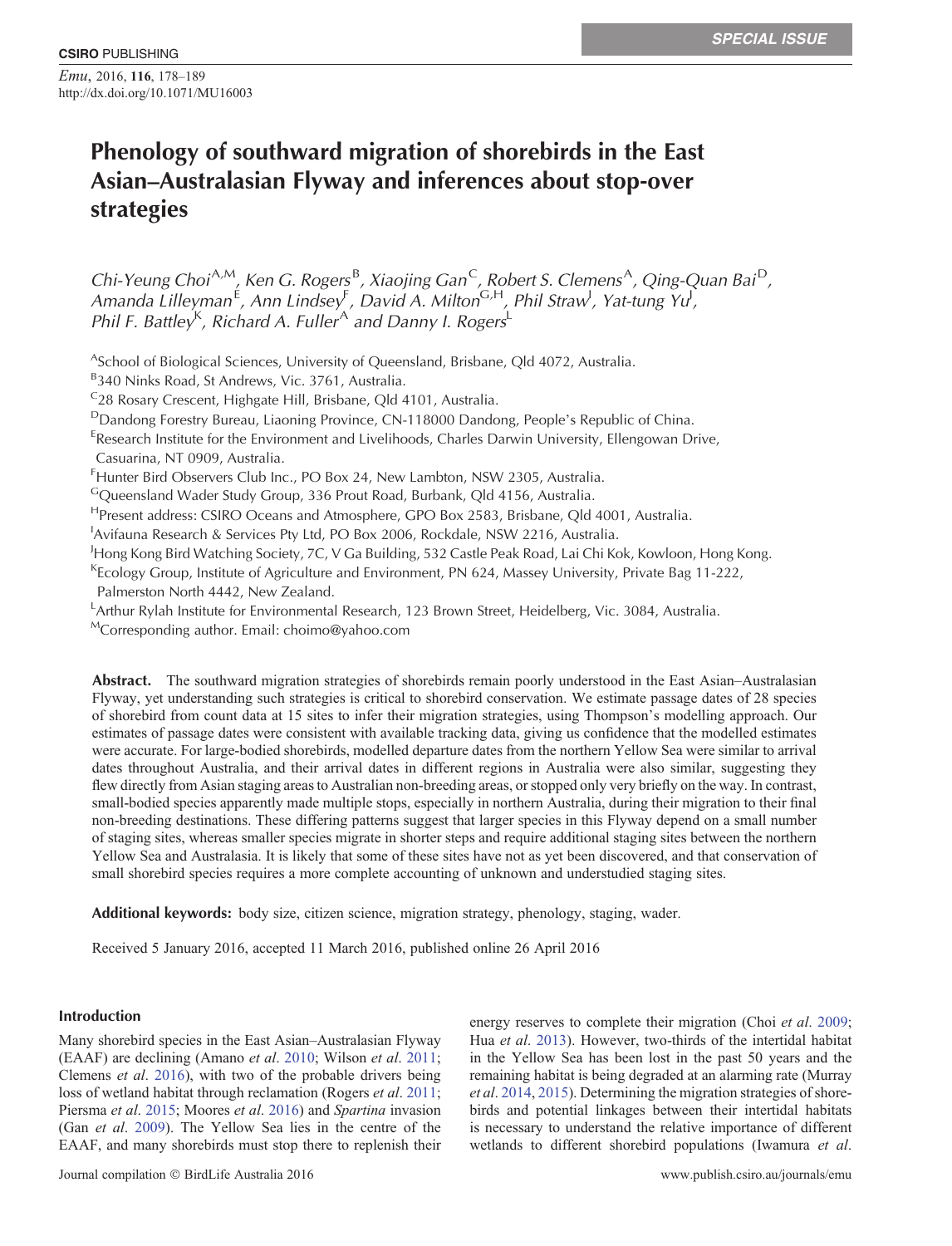# Phenology of southward migration of shorebirds in the East Asian–Australasian Flyway and inferences about stop-over strategies

*Chi-Yeung Choi*[A,M], *Ken G. Rogers*[B], *Xiaojing Gan*[C], *Robert S. Clemens*[A], *Qing-Quan Bai*[D], *Amanda Lilleyman*[E], *Ann Lindsey*[F], *David A. Milton*[G,H], *Phil Straw*[I], *Yat-tung Yu*[J], *Phil F. Battley*[K], *Richard A. Fuller*[A] and *Danny I. Rogers*[L]

[A]School of Biological Sciences, University of Queensland, Brisbane, Qld 4072, Australia.

[B]340 Ninks Road, St Andrews, Vic. 3761, Australia.

[C]28 Rosary Crescent, Highgate Hill, Brisbane, Qld 4101, Australia.

[D]Dandong Forestry Bureau, Liaoning Province, CN-118000 Dandong, People's Republic of China.

[E]Research Institute for the Environment and Livelihoods, Charles Darwin University, Ellengowan Drive, Casuarina, NT 0909, Australia.

[F]Hunter Bird Observers Club Inc., PO Box 24, New Lambton, NSW 2305, Australia.

[G]Queensland Wader Study Group, 336 Prout Road, Burbank, Qld 4156, Australia.

[H]Present address: CSIRO Oceans and Atmosphere, GPO Box 2583, Brisbane, Qld 4001, Australia.

[I]Avifauna Research & Services Pty Ltd, PO Box 2006, Rockdale, NSW 2216, Australia.

[J]Hong Kong Bird Watching Society, 7C, V Ga Building, 532 Castle Peak Road, Lai Chi Kok, Kowloon, Hong Kong.

[K]Ecology Group, Institute of Agriculture and Environment, PN 624, Massey University, Private Bag 11-222, Palmerston North 4442, New Zealand.

[L]Arthur Rylah Institute for Environmental Research, 123 Brown Street, Heidelberg, Vic. 3084, Australia.

[M]Corresponding author. Email: choimo@yahoo.com

**Abstract.** The southward migration strategies of shorebirds remain poorly understood in the East Asian–Australasian Flyway, yet understanding such strategies is critical to shorebird conservation. We estimate passage dates of 28 species of shorebird from count data at 15 sites to infer their migration strategies, using Thompson's modelling approach. Our estimates of passage dates were consistent with available tracking data, giving us confidence that the modelled estimates were accurate. For large-bodied shorebirds, modelled departure dates from the northern Yellow Sea were similar to arrival dates throughout Australia, and their arrival dates in different regions in Australia were also similar, suggesting they flew directly from Asian staging areas to Australian non-breeding areas, or stopped only very briefly on the way. In contrast, small-bodied species apparently made multiple stops, especially in northern Australia, during their migration to their final non-breeding destinations. These differing patterns suggest that larger species in this Flyway depend on a small number of staging sites, whereas smaller species migrate in shorter steps and require additional staging sites between the northern Yellow Sea and Australasia. It is likely that some of these sites have not as yet been discovered, and that conservation of small shorebird species requires a more complete accounting of unknown and understudied staging sites.

**Additional keywords:** body size, citizen science, migration strategy, phenology, staging, wader.

Received 5 January 2016, accepted 11 March 2016, published online 26 April 2016

## Introduction

Many shorebird species in the East Asian–Australasian Flyway (EAAF) are declining (Amano *et al*. 2010; Wilson *et al*. 2011; Clemens *et al*. 2016), with two of the probable drivers being loss of wetland habitat through reclamation (Rogers *et al*. 2011; Piersma *et al*. 2015; Moores *et al*. 2016) and *Spartina* invasion (Gan *et al*. 2009). The Yellow Sea lies in the centre of the EAAF, and many shorebirds must stop there to replenish their energy reserves to complete their migration (Choi *et al*. 2009; Hua *et al*. 2013). However, two-thirds of the intertidal habitat in the Yellow Sea has been lost in the past 50 years and the remaining habitat is being degraded at an alarming rate (Murray *et al*. 2014, 2015). Determining the migration strategies of shorebirds and potential linkages between their intertidal habitats is necessary to understand the relative importance of different wetlands to different shorebird populations (Iwamura *et al*.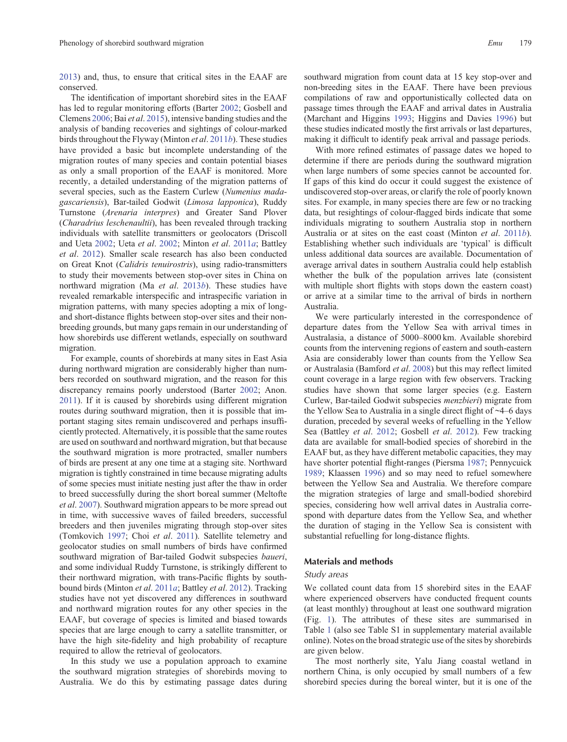2013) and, thus, to ensure that critical sites in the EAAF are conserved.

The identification of important shorebird sites in the EAAF has led to regular monitoring efforts (Barter 2002; Gosbell and Clemens 2006; Bai *et al*. 2015), intensive banding studies and the analysis of banding recoveries and sightings of colour-marked birds throughout the Flyway (Minton *et al*. 2011*b*). These studies have provided a basic but incomplete understanding of the migration routes of many species and contain potential biases as only a small proportion of the EAAF is monitored. More recently, a detailed understanding of the migration patterns of several species, such as the Eastern Curlew (*Numenius madagascariensis*), Bar-tailed Godwit (*Limosa lapponica*), Ruddy Turnstone (*Arenaria interpres*) and Greater Sand Plover (*Charadrius leschenaultii*), has been revealed through tracking individuals with satellite transmitters or geolocators (Driscoll and Ueta 2002; Ueta *et al*. 2002; Minton *et al*. 2011*a*; Battley *et al*. 2012). Smaller scale research has also been conducted on Great Knot (*Calidris tenuirostris*), using radio-transmitters to study their movements between stop-over sites in China on northward migration (Ma *et al*. 2013*b*). These studies have revealed remarkable interspecific and intraspecific variation in migration patterns, with many species adopting a mix of long- and short-distance flights between stop-over sites and their non-breeding grounds, but many gaps remain in our understanding of how shorebirds use different wetlands, especially on southward migration.

For example, counts of shorebirds at many sites in East Asia during northward migration are considerably higher than numbers recorded on southward migration, and the reason for this discrepancy remains poorly understood (Barter 2002; Anon. 2011). If it is caused by shorebirds using different migration routes during southward migration, then it is possible that important staging sites remain undiscovered and perhaps insufficiently protected. Alternatively, it is possible that the same routes are used on southward and northward migration, but that because the southward migration is more protracted, smaller numbers of birds are present at any one time at a staging site. Northward migration is tightly constrained in time because migrating adults of some species must initiate nesting just after the thaw in order to breed successfully during the short boreal summer (Meltofte *et al*. 2007). Southward migration appears to be more spread out in time, with successive waves of failed breeders, successful breeders and then juveniles migrating through stop-over sites (Tomkovich 1997; Choi *et al*. 2011). Satellite telemetry and geolocator studies on small numbers of birds have confirmed southward migration of Bar-tailed Godwit subspecies *baueri*, and some individual Ruddy Turnstone, is strikingly different to their northward migration, with trans-Pacific flights by southbound birds (Minton *et al*. 2011*a*; Battley *et al*. 2012). Tracking studies have not yet discovered any differences in southward and northward migration routes for any other species in the EAAF, but coverage of species is limited and biased towards species that are large enough to carry a satellite transmitter, or have the high site-fidelity and high probability of recapture required to allow the retrieval of geolocators.

In this study we use a population approach to examine the southward migration strategies of shorebirds moving to Australia. We do this by estimating passage dates during southward migration from count data at 15 key stop-over and non-breeding sites in the EAAF. There have been previous compilations of raw and opportunistically collected data on passage times through the EAAF and arrival dates in Australia (Marchant and Higgins 1993; Higgins and Davies 1996) but these studies indicated mostly the first arrivals or last departures, making it difficult to identify peak arrival and passage periods.

With more refined estimates of passage dates we hoped to determine if there are periods during the southward migration when large numbers of some species cannot be accounted for. If gaps of this kind do occur it could suggest the existence of undiscovered stop-over areas, or clarify the role of poorly known sites. For example, in many species there are few or no tracking data, but resightings of colour-flagged birds indicate that some individuals migrating to southern Australia stop in northern Australia or at sites on the east coast (Minton *et al*. 2011*b*). Establishing whether such individuals are 'typical' is difficult unless additional data sources are available. Documentation of average arrival dates in southern Australia could help establish whether the bulk of the population arrives late (consistent with multiple short flights with stops down the eastern coast) or arrive at a similar time to the arrival of birds in northern Australia.

We were particularly interested in the correspondence of departure dates from the Yellow Sea with arrival times in Australasia, a distance of 5000–8000 km. Available shorebird counts from the intervening regions of eastern and south-eastern Asia are considerably lower than counts from the Yellow Sea or Australasia (Bamford *et al*. 2008) but this may reflect limited count coverage in a large region with few observers. Tracking studies have shown that some larger species (e.g. Eastern Curlew, Bar-tailed Godwit subspecies *menzbieri*) migrate from the Yellow Sea to Australia in a single direct flight of ~4–6 days duration, preceded by several weeks of refuelling in the Yellow Sea (Battley *et al*. 2012; Gosbell *et al*. 2012). Few tracking data are available for small-bodied species of shorebird in the EAAF but, as they have different metabolic capacities, they may have shorter potential flight-ranges (Piersma 1987; Pennycuick 1989; Klaassen 1996) and so may need to refuel somewhere between the Yellow Sea and Australia. We therefore compare the migration strategies of large and small-bodied shorebird species, considering how well arrival dates in Australia correspond with departure dates from the Yellow Sea, and whether the duration of staging in the Yellow Sea is consistent with substantial refuelling for long-distance flights.

## Materials and methods

### *Study areas*

We collated count data from 15 shorebird sites in the EAAF where experienced observers have conducted frequent counts (at least monthly) throughout at least one southward migration (Fig. 1). The attributes of these sites are summarised in Table 1 (also see Table S1 in supplementary material available online). Notes on the broad strategic use of the sites by shorebirds are given below.

The most northerly site, Yalu Jiang coastal wetland in northern China, is only occupied by small numbers of a few shorebird species during the boreal winter, but it is one of the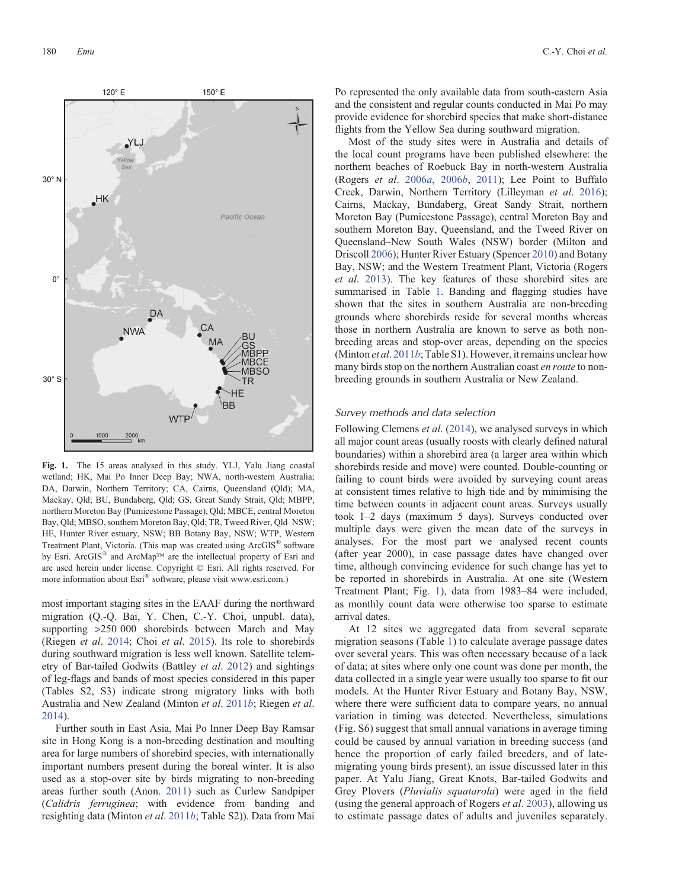Fig. 1. The 15 areas analysed in this study. YLJ, Yalu Jiang coastal wetland; HK, Mai Po Inner Deep Bay; NWA, north-western Australia; DA, Darwin, Northern Territory; CA, Cairns, Queensland (Qld); MA, Mackay, Qld; BU, Bundaberg, Qld; GS, Great Sandy Strait, Qld; MBPP, northern Moreton Bay (Pumicestone Passage), Qld; MBCE, central Moreton Bay, Qld; MBSO, southern Moreton Bay, Qld; TR, Tweed River, Qld–NSW; HE, Hunter River estuary, NSW; BB Botany Bay, NSW; WTP, Western Treatment Plant, Victoria. (This map was created using ArcGIS® software by Esri. ArcGIS® and ArcMap™ are the intellectual property of Esri and are used herein under license. Copyright © Esri. All rights reserved. For more information about Esri® software, please visit www.esri.com.)

most important staging sites in the EAAF during the northward migration (Q.-Q. Bai, Y. Chen, C.-Y. Choi, unpubl. data), supporting >250 000 shorebirds between March and May (Riegen *et al*. 2014; Choi *et al*. 2015). Its role to shorebirds during southward migration is less well known. Satellite telemetry of Bar-tailed Godwits (Battley *et al*. 2012) and sightings of leg-flags and bands of most species considered in this paper (Tables S2, S3) indicate strong migratory links with both Australia and New Zealand (Minton *et al*. 2011*b*; Riegen *et al*. 2014).

Further south in East Asia, Mai Po Inner Deep Bay Ramsar site in Hong Kong is a non-breeding destination and moulting area for large numbers of shorebird species, with internationally important numbers present during the boreal winter. It is also used as a stop-over site by birds migrating to non-breeding areas further south (Anon. 2011) such as Curlew Sandpiper (*Calidris ferruginea*; with evidence from banding and resighting data (Minton *et al*. 2011*b*; Table S2)). Data from Mai Po represented the only available data from south-eastern Asia and the consistent and regular counts conducted in Mai Po may provide evidence for shorebird species that make short-distance flights from the Yellow Sea during southward migration.

Most of the study sites were in Australia and details of the local count programs have been published elsewhere: the northern beaches of Roebuck Bay in north-western Australia (Rogers *et al*. 2006*a*, 2006*b*, 2011); Lee Point to Buffalo Creek, Darwin, Northern Territory (Lilleyman *et al*. 2016); Cairns, Mackay, Bundaberg, Great Sandy Strait, northern Moreton Bay (Pumicestone Passage), central Moreton Bay and southern Moreton Bay, Queensland, and the Tweed River on Queensland–New South Wales (NSW) border (Milton and Driscoll 2006); Hunter River Estuary (Spencer 2010) and Botany Bay, NSW; and the Western Treatment Plant, Victoria (Rogers *et al*. 2013). The key features of these shorebird sites are summarised in Table 1. Banding and flagging studies have shown that the sites in southern Australia are non-breeding grounds where shorebirds reside for several months whereas those in northern Australia are known to serve as both non-breeding areas and stop-over areas, depending on the species (Minton *et al*. 2011*b*; Table S1). However, it remains unclear how many birds stop on the northern Australian coast *en route* to non-breeding grounds in southern Australia or New Zealand.

### Survey methods and data selection

Following Clemens *et al*. (2014), we analysed surveys in which all major count areas (usually roosts with clearly defined natural boundaries) within a shorebird area (a larger area within which shorebirds reside and move) were counted. Double-counting or failing to count birds were avoided by surveying count areas at consistent times relative to high tide and by minimising the time between counts in adjacent count areas. Surveys usually took 1–2 days (maximum 5 days). Surveys conducted over multiple days were given the mean date of the surveys in analyses. For the most part we analysed recent counts (after year 2000), in case passage dates have changed over time, although convincing evidence for such change has yet to be reported in shorebirds in Australia. At one site (Western Treatment Plant; Fig. 1), data from 1983–84 were included, as monthly count data were otherwise too sparse to estimate arrival dates.

At 12 sites we aggregated data from several separate migration seasons (Table 1) to calculate average passage dates over several years. This was often necessary because of a lack of data; at sites where only one count was done per month, the data collected in a single year were usually too sparse to fit our models. At the Hunter River Estuary and Botany Bay, NSW, where there were sufficient data to compare years, no annual variation in timing was detected. Nevertheless, simulations (Fig. S6) suggest that small annual variations in average timing could be caused by annual variation in breeding success (and hence the proportion of early failed breeders, and of late-migrating young birds present), an issue discussed later in this paper. At Yalu Jiang, Great Knots, Bar-tailed Godwits and Grey Plovers (*Pluvialis squatarola*) were aged in the field (using the general approach of Rogers *et al*. 2003), allowing us to estimate passage dates of adults and juveniles separately.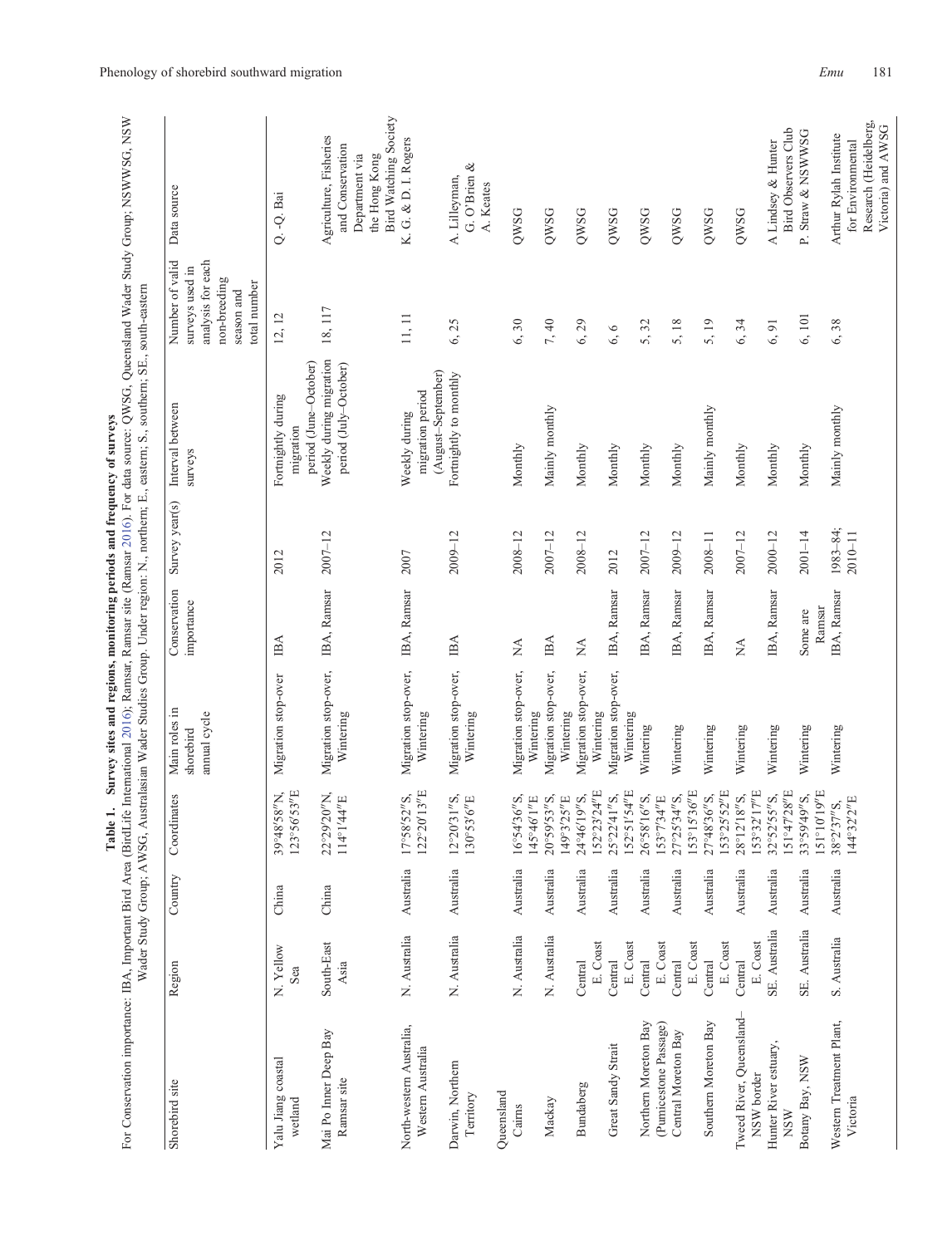**Table 1. Survey sites and regions, monitoring periods and frequency of surveys**

For Conservation importance: IBA, Important Bird Area (BirdLife International 2016); Ramsar, Ramsar site (Ramsar 2016). For data source: QWSG, Queensland Wader Study Group; NSWWSG, NSW Wader Study Group; AWSG, Australasian Wader Studies Group. Under region: N., northern; E., eastern; S., southern; SE., south-eastern

| Shorebird site | Region | Country | Coordinates | Main roles in shorebird annual cycle | Conservation importance | Survey year(s) | Interval between surveys | Number of valid surveys used in analysis for each non-breeding season and total number | Data source |
|---|---|---|---|---|---|---|---|---|---|
| Yalu Jiang coastal wetland | N. Yellow Sea | China | 39°48′58″N, 123°56′53″E | Migration stop-over | IBA | 2012 | Fortnightly during migration period (June–October) | 12, 12 | Q.-Q. Bai |
| Mai Po Inner Deep Bay Ramsar site | South-East Asia | China | 22°29′20″N, 114°1′44″E | Migration stop-over, Wintering | IBA, Ramsar | 2007–12 | Weekly during migration period (July–October) | 18, 117 | Agriculture, Fisheries and Conservation Department via the Hong Kong Bird Watching Society |
| North-western Australia, Western Australia | N. Australia | Australia | 17°58′52″S, 122°20′13″E | Migration stop-over, Wintering | IBA, Ramsar | 2007 | Weekly during migration period (August–September) | 11, 11 | K. G. & D. I. Rogers |
| Darwin, Northern Territory | N. Australia | Australia | 12°20′31″S, 130°53′6″E | Migration stop-over, Wintering | IBA | 2009–12 | Fortnightly to monthly | 6, 25 | A. Lilleyman, G. O'Brien & A. Keates |
| Queensland | | | | | | | | | |
| Cairns | N. Australia | Australia | 16°54′36″S, 145°46′1″E | Migration stop-over, Wintering | NA | 2008–12 | Monthly | 6, 30 | QWSG |
| Mackay | N. Australia | Australia | 20°59′53″S, 149°3′25″E | Migration stop-over, Wintering | IBA | 2007–12 | Mainly monthly | 7, 40 | QWSG |
| Bundaberg | Central E. Coast | Australia | 24°46′19″S, 152°23′24″E | Migration stop-over, Wintering | NA | 2008–12 | Monthly | 6, 29 | QWSG |
| Great Sandy Strait | Central E. Coast | Australia | 25°22′41″S, 152°51′54″E | Migration stop-over, Wintering | IBA, Ramsar | 2012 | Monthly | 6, 6 | QWSG |
| Northern Moreton Bay (Pumicestone Passage) | Central E. Coast | Australia | 26°58′16″S, 153°7′34″E | Wintering | IBA, Ramsar | 2007–12 | Monthly | 5, 32 | QWSG |
| Central Moreton Bay | Central E. Coast | Australia | 27°25′34″S, 153°15′36″E | Wintering | IBA, Ramsar | 2009–12 | Monthly | 5, 18 | QWSG |
| Southern Moreton Bay | Central E. Coast | Australia | 27°48′36″S, 153°25′52″E | Wintering | IBA, Ramsar | 2008–11 | Mainly monthly | 5, 19 | QWSG |
| Tweed River, Queensland–NSW border | Central E. Coast | Australia | 28°12′18″S, 153°32′17″E | Wintering | NA | 2007–12 | Monthly | 6, 34 | QWSG |
| Hunter River estuary, NSW | SE. Australia | Australia | 32°52′55″S, 151°47′28″E | Wintering | IBA, Ramsar | 2000–12 | Monthly | 6, 91 | A Lindsey & Hunter Bird Observers Club |
| Botany Bay, NSW | SE. Australia | Australia | 33°59′49″S, 151°10′19″E | Wintering | Some are Ramsar | 2001–14 | Monthly | 6, 101 | P. Straw & NSWWSG |
| Western Treatment Plant, Victoria | S. Australia | Australia | 38°2′37″S, 144°32′2″E | Wintering | IBA, Ramsar | 1983–84; 2010–11 | Mainly monthly | 6, 38 | Arthur Rylah Institute for Environmental Research (Heidelberg, Victoria) and AWSG |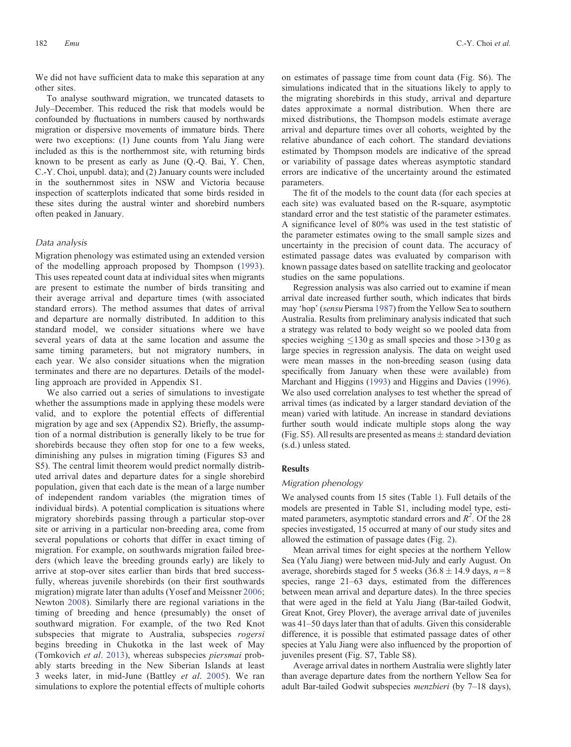We did not have sufficient data to make this separation at any other sites.

To analyse southward migration, we truncated datasets to July–December. This reduced the risk that models would be confounded by fluctuations in numbers caused by northwards migration or dispersive movements of immature birds. There were two exceptions: (1) June counts from Yalu Jiang were included as this is the northernmost site, with returning birds known to be present as early as June (Q.-Q. Bai, Y. Chen, C.-Y. Choi, unpubl. data); and (2) January counts were included in the southernmost sites in NSW and Victoria because inspection of scatterplots indicated that some birds resided in these sites during the austral winter and shorebird numbers often peaked in January.

### Data analysis

Migration phenology was estimated using an extended version of the modelling approach proposed by Thompson (1993). This uses repeated count data at individual sites when migrants are present to estimate the number of birds transiting and their average arrival and departure times (with associated standard errors). The method assumes that dates of arrival and departure are normally distributed. In addition to this standard model, we consider situations where we have several years of data at the same location and assume the same timing parameters, but not migratory numbers, in each year. We also consider situations when the migration terminates and there are no departures. Details of the modelling approach are provided in Appendix S1.

We also carried out a series of simulations to investigate whether the assumptions made in applying these models were valid, and to explore the potential effects of differential migration by age and sex (Appendix S2). Briefly, the assumption of a normal distribution is generally likely to be true for shorebirds because they often stop for one to a few weeks, diminishing any pulses in migration timing (Figures S3 and S5). The central limit theorem would predict normally distributed arrival dates and departure dates for a single shorebird population, given that each date is the mean of a large number of independent random variables (the migration times of individual birds). A potential complication is situations where migratory shorebirds passing through a particular stop-over site or arriving in a particular non-breeding area, come from several populations or cohorts that differ in exact timing of migration. For example, on southwards migration failed breeders (which leave the breeding grounds early) are likely to arrive at stop-over sites earlier than birds that bred successfully, whereas juvenile shorebirds (on their first southwards migration) migrate later than adults (Yosef and Meissner 2006; Newton 2008). Similarly there are regional variations in the timing of breeding and hence (presumably) the onset of southward migration. For example, of the two Red Knot subspecies that migrate to Australia, subspecies *rogersi* begins breeding in Chukotka in the last week of May (Tomkovich *et al*. 2013), whereas subspecies *piersmai* probably starts breeding in the New Siberian Islands at least 3 weeks later, in mid-June (Battley *et al*. 2005). We ran simulations to explore the potential effects of multiple cohorts on estimates of passage time from count data (Fig. S6). The simulations indicated that in the situations likely to apply to the migrating shorebirds in this study, arrival and departure dates approximate a normal distribution. When there are mixed distributions, the Thompson models estimate average arrival and departure times over all cohorts, weighted by the relative abundance of each cohort. The standard deviations estimated by Thompson models are indicative of the spread or variability of passage dates whereas asymptotic standard errors are indicative of the uncertainty around the estimated parameters.

The fit of the models to the count data (for each species at each site) was evaluated based on the R-square, asymptotic standard error and the test statistic of the parameter estimates. A significance level of 80% was used in the test statistic of the parameter estimates owing to the small sample sizes and uncertainty in the precision of count data. The accuracy of estimated passage dates was evaluated by comparison with known passage dates based on satellite tracking and geolocator studies on the same populations.

Regression analysis was also carried out to examine if mean arrival date increased further south, which indicates that birds may 'hop' (*sensu* Piersma 1987) from the Yellow Sea to southern Australia. Results from preliminary analysis indicated that such a strategy was related to body weight so we pooled data from species weighing $\leq$130 g as small species and those >130 g as large species in regression analysis. The data on weight used were mean masses in the non-breeding season (using data specifically from January when these were available) from Marchant and Higgins (1993) and Higgins and Davies (1996). We also used correlation analyses to test whether the spread of arrival times (as indicated by a larger standard deviation of the mean) varied with latitude. An increase in standard deviations further south would indicate multiple stops along the way (Fig. S5). All results are presented as means $\pm$ standard deviation (s.d.) unless stated.

## Results

### Migration phenology

We analysed counts from 15 sites (Table 1). Full details of the models are presented in Table S1, including model type, estimated parameters, asymptotic standard errors and $R^2$. Of the 28 species investigated, 15 occurred at many of our study sites and allowed the estimation of passage dates (Fig. 2).

Mean arrival times for eight species at the northern Yellow Sea (Yalu Jiang) were between mid-July and early August. On average, shorebirds staged for 5 weeks (36.8 $\pm$ 14.9 days, $n = 8$ species, range 21–63 days, estimated from the differences between mean arrival and departure dates). In the three species that were aged in the field at Yalu Jiang (Bar-tailed Godwit, Great Knot, Grey Plover), the average arrival date of juveniles was 41–50 days later than that of adults. Given this considerable difference, it is possible that estimated passage dates of other species at Yalu Jiang were also influenced by the proportion of juveniles present (Fig. S7, Table S8).

Average arrival dates in northern Australia were slightly later than average departure dates from the northern Yellow Sea for adult Bar-tailed Godwit subspecies *menzbieri* (by 7–18 days),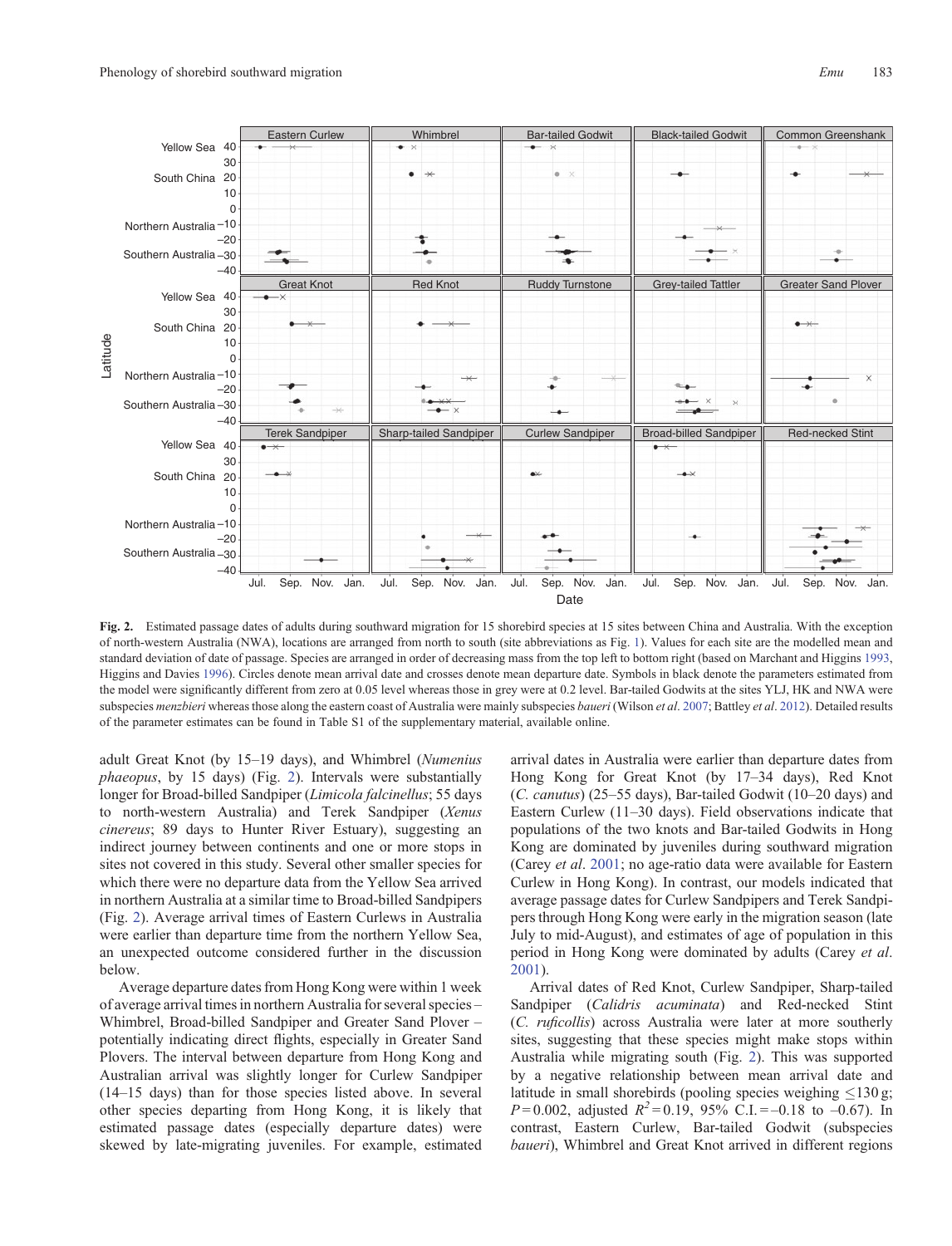**Fig. 2.** Estimated passage dates of adults during southward migration for 15 shorebird species at 15 sites between China and Australia. With the exception of north-western Australia (NWA), locations are arranged from north to south (site abbreviations as Fig. 1). Values for each site are the modelled mean and standard deviation of date of passage. Species are arranged in order of decreasing mass from the top left to bottom right (based on Marchant and Higgins 1993, Higgins and Davies 1996). Circles denote mean arrival date and crosses denote mean departure date. Symbols in black denote the parameters estimated from the model were significantly different from zero at 0.05 level whereas those in grey were at 0.2 level. Bar-tailed Godwits at the sites YLJ, HK and NWA were subspecies *menzbieri* whereas those along the eastern coast of Australia were mainly subspecies *baueri* (Wilson *et al*. 2007; Battley *et al*. 2012). Detailed results of the parameter estimates can be found in Table S1 of the supplementary material, available online.

adult Great Knot (by 15–19 days), and Whimbrel (*Numenius phaeopus*, by 15 days) (Fig. 2). Intervals were substantially longer for Broad-billed Sandpiper (*Limicola falcinellus*; 55 days to north-western Australia) and Terek Sandpiper (*Xenus cinereus*; 89 days to Hunter River Estuary), suggesting an indirect journey between continents and one or more stops in sites not covered in this study. Several other smaller species for which there were no departure data from the Yellow Sea arrived in northern Australia at a similar time to Broad-billed Sandpipers (Fig. 2). Average arrival times of Eastern Curlews in Australia were earlier than departure time from the northern Yellow Sea, an unexpected outcome considered further in the discussion below.

Average departure dates from Hong Kong were within 1 week of average arrival times in northern Australia for several species – Whimbrel, Broad-billed Sandpiper and Greater Sand Plover – potentially indicating direct flights, especially in Greater Sand Plovers. The interval between departure from Hong Kong and Australian arrival was slightly longer for Curlew Sandpiper (14–15 days) than for those species listed above. In several other species departing from Hong Kong, it is likely that estimated passage dates (especially departure dates) were skewed by late-migrating juveniles. For example, estimated arrival dates in Australia were earlier than departure dates from Hong Kong for Great Knot (by 17–34 days), Red Knot (*C. canutus*) (25–55 days), Bar-tailed Godwit (10–20 days) and Eastern Curlew (11–30 days). Field observations indicate that populations of the two knots and Bar-tailed Godwits in Hong Kong are dominated by juveniles during southward migration (Carey *et al*. 2001; no age-ratio data were available for Eastern Curlew in Hong Kong). In contrast, our models indicated that average passage dates for Curlew Sandpipers and Terek Sandpipers through Hong Kong were early in the migration season (late July to mid-August), and estimates of age of population in this period in Hong Kong were dominated by adults (Carey *et al*. 2001).

Arrival dates of Red Knot, Curlew Sandpiper, Sharp-tailed Sandpiper (*Calidris acuminata*) and Red-necked Stint (*C. ruficollis*) across Australia were later at more southerly sites, suggesting that these species might make stops within Australia while migrating south (Fig. 2). This was supported by a negative relationship between mean arrival date and latitude in small shorebirds (pooling species weighing ≤130 g; $P = 0.002$, adjusted $R^2 = 0.19$, 95% C.I. = –0.18 to –0.67). In contrast, Eastern Curlew, Bar-tailed Godwit (subspecies *baueri*), Whimbrel and Great Knot arrived in different regions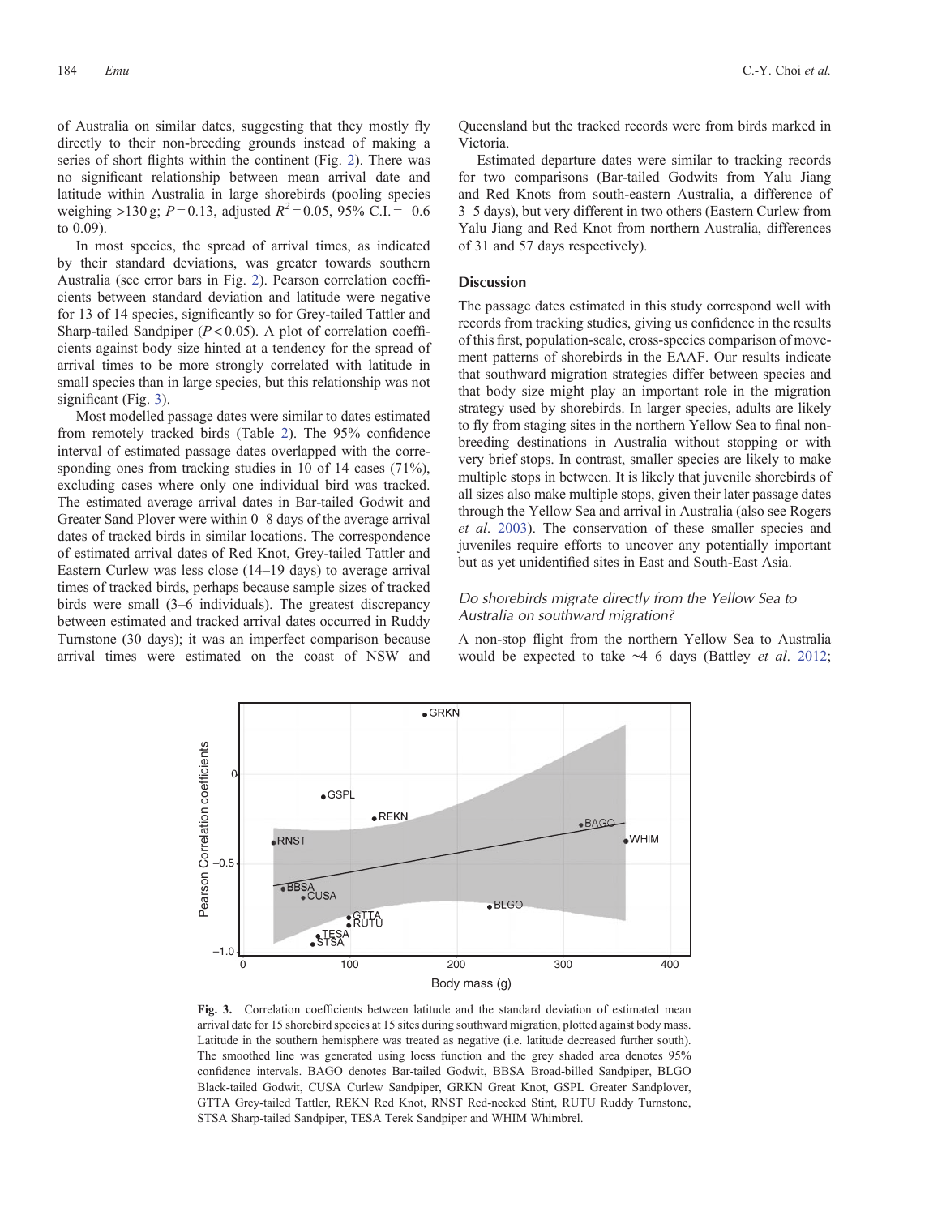of Australia on similar dates, suggesting that they mostly fly directly to their non-breeding grounds instead of making a series of short flights within the continent (Fig. 2). There was no significant relationship between mean arrival date and latitude within Australia in large shorebirds (pooling species weighing >130 g; $P = 0.13$, adjusted $R^2 = 0.05$, 95% C.I. = –0.6 to 0.09).

In most species, the spread of arrival times, as indicated by their standard deviations, was greater towards southern Australia (see error bars in Fig. 2). Pearson correlation coefficients between standard deviation and latitude were negative for 13 of 14 species, significantly so for Grey-tailed Tattler and Sharp-tailed Sandpiper ($P < 0.05$). A plot of correlation coefficients against body size hinted at a tendency for the spread of arrival times to be more strongly correlated with latitude in small species than in large species, but this relationship was not significant (Fig. 3).

Most modelled passage dates were similar to dates estimated from remotely tracked birds (Table 2). The 95% confidence interval of estimated passage dates overlapped with the corresponding ones from tracking studies in 10 of 14 cases (71%), excluding cases where only one individual bird was tracked. The estimated average arrival dates in Bar-tailed Godwit and Greater Sand Plover were within 0–8 days of the average arrival dates of tracked birds in similar locations. The correspondence of estimated arrival dates of Red Knot, Grey-tailed Tattler and Eastern Curlew was less close (14–19 days) to average arrival times of tracked birds, perhaps because sample sizes of tracked birds were small (3–6 individuals). The greatest discrepancy between estimated and tracked arrival dates occurred in Ruddy Turnstone (30 days); it was an imperfect comparison because arrival times were estimated on the coast of NSW and Queensland but the tracked records were from birds marked in Victoria.

Estimated departure dates were similar to tracking records for two comparisons (Bar-tailed Godwits from Yalu Jiang and Red Knots from south-eastern Australia, a difference of 3–5 days), but very different in two others (Eastern Curlew from Yalu Jiang and Red Knot from northern Australia, differences of 31 and 57 days respectively).

## Discussion

The passage dates estimated in this study correspond well with records from tracking studies, giving us confidence in the results of this first, population-scale, cross-species comparison of movement patterns of shorebirds in the EAAF. Our results indicate that southward migration strategies differ between species and that body size might play an important role in the migration strategy used by shorebirds. In larger species, adults are likely to fly from staging sites in the northern Yellow Sea to final non-breeding destinations in Australia without stopping or with very brief stops. In contrast, smaller species are likely to make multiple stops in between. It is likely that juvenile shorebirds of all sizes also make multiple stops, given their later passage dates through the Yellow Sea and arrival in Australia (also see Rogers *et al*. 2003). The conservation of these smaller species and juveniles require efforts to uncover any potentially important but as yet unidentified sites in East and South-East Asia.

### *Do shorebirds migrate directly from the Yellow Sea to Australia on southward migration?*

A non-stop flight from the northern Yellow Sea to Australia would be expected to take ~4–6 days (Battley *et al*. 2012;

**Fig. 3.** Correlation coefficients between latitude and the standard deviation of estimated mean arrival date for 15 shorebird species at 15 sites during southward migration, plotted against body mass. Latitude in the southern hemisphere was treated as negative (i.e. latitude decreased further south). The smoothed line was generated using loess function and the grey shaded area denotes 95% confidence intervals. BAGO denotes Bar-tailed Godwit, BBSA Broad-billed Sandpiper, BLGO Black-tailed Godwit, CUSA Curlew Sandpiper, GRKN Great Knot, GSPL Greater Sandplover, GTTA Grey-tailed Tattler, REKN Red Knot, RNST Red-necked Stint, RUTU Ruddy Turnstone, STSA Sharp-tailed Sandpiper, TESA Terek Sandpiper and WHIM Whimbrel.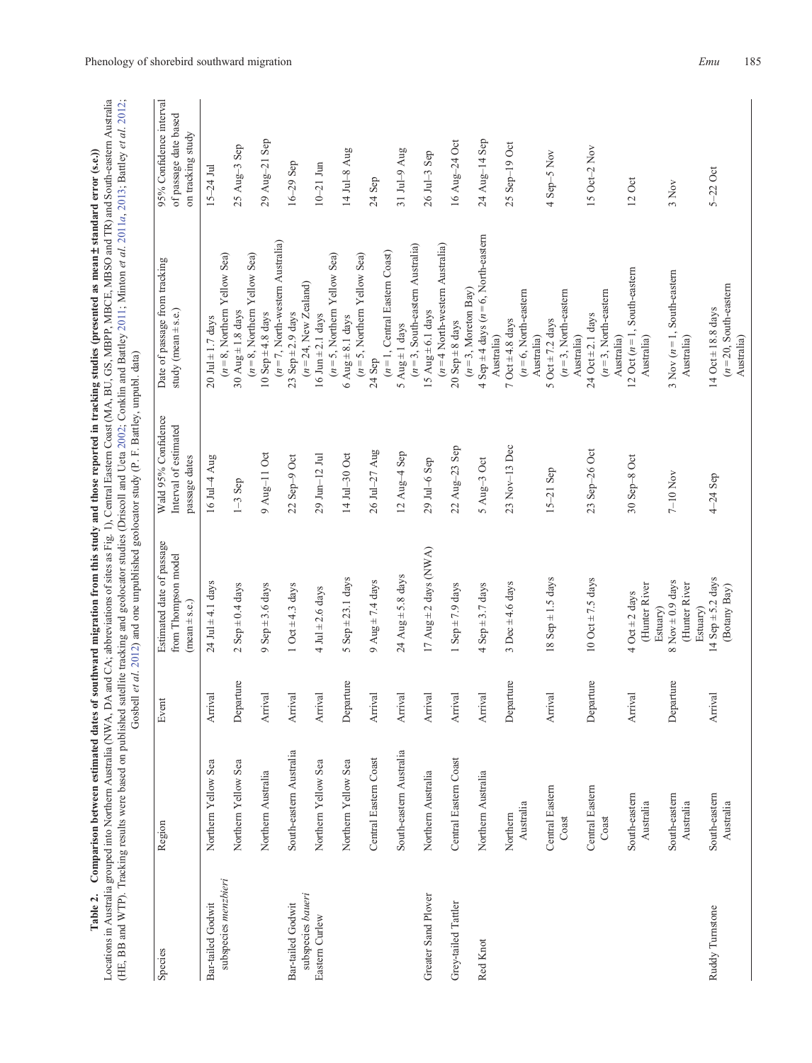**Table 2. Comparison between estimated dates of southward migration from this study and those reported in tracking studies (presented as mean ± standard error (s.e.))**

Locations in Australia grouped into Northern Australia (NWA, DA and CA; abbreviations of sites as Fig. 1), Central Eastern Coast (MA, BU, GS, MBPP, MBCE, MBSO and TR) and South-eastern Australia (HE, BB and WTP). Tracking results were based on published satellite tracking and geolocator studies (Driscoll and Ueta 2002; Conklin and Battley 2011; Minton *et al.* 2011*a*, 2013; Battley *et al.* 2012; Gosbell *et al.* 2012) and one unpublished geolocator study (P. F. Battley, unpubl. data)

| Species | Region | Event | Estimated date of passage from Thompson model (mean ± s.e.) | Wald 95% Confidence Interval of estimated passage dates | Date of passage from tracking study (mean ± s.e.) | 95% Confidence interval of passage date based on tracking study |
|---|---|---|---|---|---|---|
| Bar-tailed Godwit subspecies *menzbieri* | Northern Yellow Sea | Arrival | 24 Jul ± 4.1 days | 16 Jul–4 Aug | 20 Jul ± 1.7 days (*n* = 8, Northern Yellow Sea) | 15–24 Jul |
| | Northern Yellow Sea | Departure | 2 Sep ± 0.4 days | 1–3 Sep | 30 Aug ± 1.8 days (*n* = 8, Northern Yellow Sea) | 25 Aug–3 Sep |
| | Northern Australia | Arrival | 9 Sep ± 3.6 days | 9 Aug–11 Oct | 10 Sep ± 4.8 days (*n* = 7, North-western Australia) | 29 Aug–21 Sep |
| Bar-tailed Godwit subspecies *baueri* | South-eastern Australia | Arrival | 1 Oct ± 4.3 days | 22 Sep–9 Oct | 23 Sep ± 2.9 days (*n* = 24, New Zealand) | 16–29 Sep |
| Eastern Curlew | Northern Yellow Sea | Arrival | 4 Jul ± 2.6 days | 29 Jun–12 Jul | 16 Jun ± 2.1 days (*n* = 5, Northern Yellow Sea) | 10–21 Jun |
| | Northern Yellow Sea | Departure | 5 Sep ± 23.1 days | 14 Jul–30 Oct | 6 Aug ± 8.1 days (*n* = 5, Northern Yellow Sea) | 14 Jul–8 Aug |
| | Central Eastern Coast | Arrival | 9 Aug ± 7.4 days | 26 Jul–27 Aug | 24 Sep (*n* = 1, Central Eastern Coast) | 24 Sep |
| | South-eastern Australia | Arrival | 24 Aug ± 5.8 days | 12 Aug–4 Sep | 5 Aug ± 1 days (*n* = 3, South-eastern Australia) | 31 Jul–9 Aug |
| Greater Sand Plover | Northern Australia | Arrival | 17 Aug ± 2 days (NWA) | 29 Jul–6 Sep | 15 Aug ± 6.1 days (*n* = 4 North-western Australia) | 26 Jul–3 Sep |
| Grey-tailed Tattler | Central Eastern Coast | Arrival | 1 Sep ± 7.9 days | 22 Aug–23 Sep | 20 Sep ± 8 days (*n* = 3, Moreton Bay) | 16 Aug–24 Oct |
| Red Knot | Northern Australia | Arrival | 4 Sep ± 3.7 days | 5 Aug–3 Oct | 4 Sep ± 4 days (*n* = 6, North-eastern Australia) | 24 Aug–14 Sep |
| | Northern Australia | Departure | 3 Dec ± 4.6 days | 23 Nov–13 Dec | 7 Oct ± 4.8 days (*n* = 6, North-eastern Australia) | 25 Sep–19 Oct |
| | Central Eastern Coast | Arrival | 18 Sep ± 1.5 days | 15–21 Sep | 5 Oct ± 7.2 days (*n* = 3, North-eastern Australia) | 4 Sep–5 Nov |
| | Central Eastern Coast | Departure | 10 Oct ± 7.5 days | 23 Sep–26 Oct | 24 Oct ± 2.1 days (*n* = 3, North-eastern Australia) | 15 Oct–2 Nov |
| | South-eastern Australia | Arrival | 4 Oct ± 2 days (Hunter River Estuary) | 30 Sep–8 Oct | 12 Oct (*n* = 1, South-eastern Australia) | 12 Oct |
| | South-eastern Australia | Departure | 8 Nov ± 0.9 days (Hunter River Estuary) | 7–10 Nov | 3 Nov (*n* = 1, South-eastern Australia) | 3 Nov |
| Ruddy Turnstone | South-eastern Australia | Arrival | 14 Sep ± 5.2 days (Botany Bay) | 4–24 Sep | 14 Oct ± 18.8 days (*n* = 20, South-eastern Australia) | 5–22 Oct |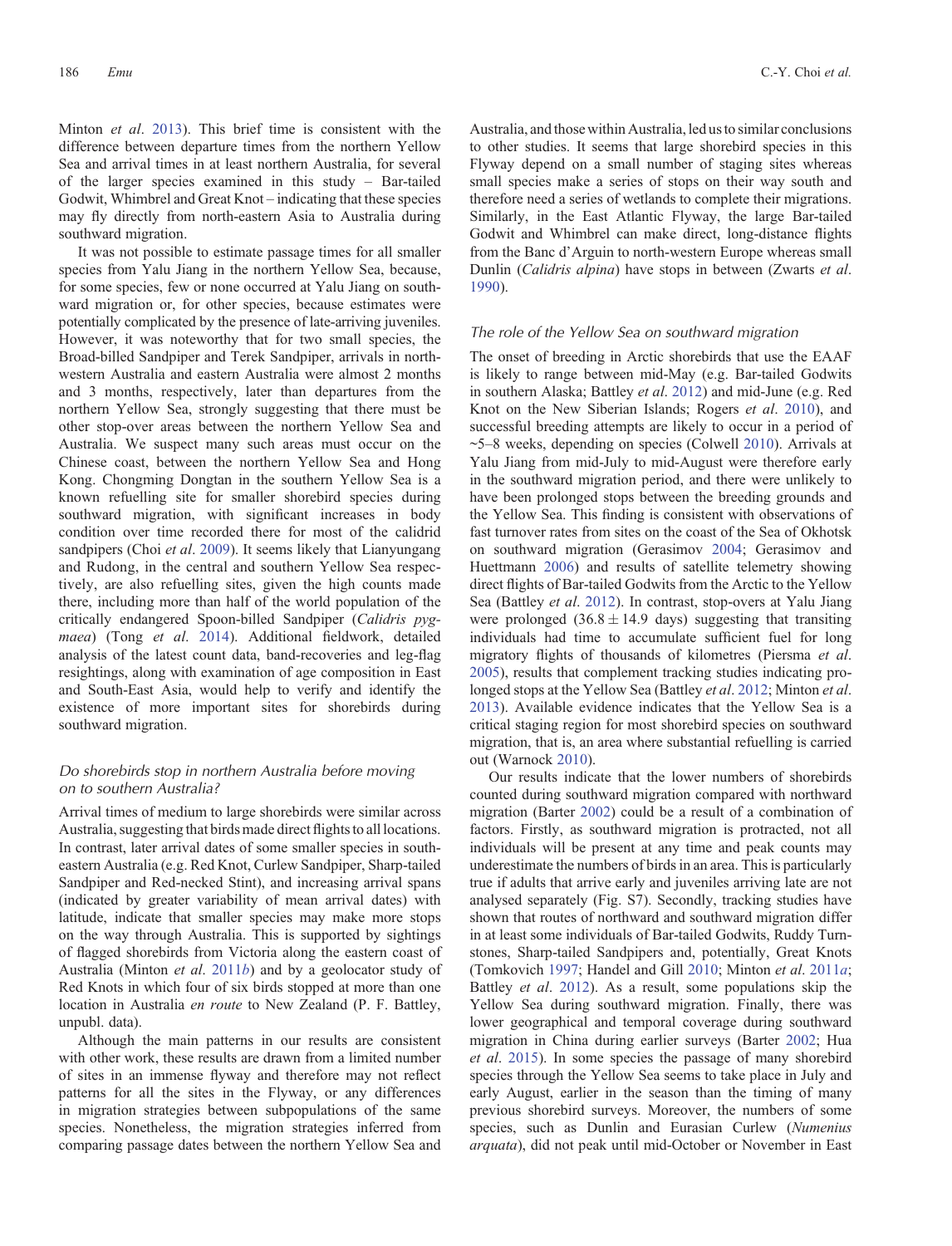Minton *et al*. 2013). This brief time is consistent with the difference between departure times from the northern Yellow Sea and arrival times in at least northern Australia, for several of the larger species examined in this study – Bar-tailed Godwit, Whimbrel and Great Knot – indicating that these species may fly directly from north-eastern Asia to Australia during southward migration.

It was not possible to estimate passage times for all smaller species from Yalu Jiang in the northern Yellow Sea, because, for some species, few or none occurred at Yalu Jiang on southward migration or, for other species, because estimates were potentially complicated by the presence of late-arriving juveniles. However, it was noteworthy that for two small species, the Broad-billed Sandpiper and Terek Sandpiper, arrivals in north-western Australia and eastern Australia were almost 2 months and 3 months, respectively, later than departures from the northern Yellow Sea, strongly suggesting that there must be other stop-over areas between the northern Yellow Sea and Australia. We suspect many such areas must occur on the Chinese coast, between the northern Yellow Sea and Hong Kong. Chongming Dongtan in the southern Yellow Sea is a known refuelling site for smaller shorebird species during southward migration, with significant increases in body condition over time recorded there for most of the calidrid sandpipers (Choi *et al*. 2009). It seems likely that Lianyungang and Rudong, in the central and southern Yellow Sea respectively, are also refuelling sites, given the high counts made there, including more than half of the world population of the critically endangered Spoon-billed Sandpiper (*Calidris pygmaea*) (Tong *et al*. 2014). Additional fieldwork, detailed analysis of the latest count data, band-recoveries and leg-flag resightings, along with examination of age composition in East and South-East Asia, would help to verify and identify the existence of more important sites for shorebirds during southward migration.

### *Do shorebirds stop in northern Australia before moving on to southern Australia?*

Arrival times of medium to large shorebirds were similar across Australia, suggesting that birds made direct flights to all locations. In contrast, later arrival dates of some smaller species in south-eastern Australia (e.g. Red Knot, Curlew Sandpiper, Sharp-tailed Sandpiper and Red-necked Stint), and increasing arrival spans (indicated by greater variability of mean arrival dates) with latitude, indicate that smaller species may make more stops on the way through Australia. This is supported by sightings of flagged shorebirds from Victoria along the eastern coast of Australia (Minton *et al*. 2011*b*) and by a geolocator study of Red Knots in which four of six birds stopped at more than one location in Australia *en route* to New Zealand (P. F. Battley, unpubl. data).

Although the main patterns in our results are consistent with other work, these results are drawn from a limited number of sites in an immense flyway and therefore may not reflect patterns for all the sites in the Flyway, or any differences in migration strategies between subpopulations of the same species. Nonetheless, the migration strategies inferred from comparing passage dates between the northern Yellow Sea and Australia, and those within Australia, led us to similar conclusions to other studies. It seems that large shorebird species in this Flyway depend on a small number of staging sites whereas small species make a series of stops on their way south and therefore need a series of wetlands to complete their migrations. Similarly, in the East Atlantic Flyway, the large Bar-tailed Godwit and Whimbrel can make direct, long-distance flights from the Banc d'Arguin to north-western Europe whereas small Dunlin (*Calidris alpina*) have stops in between (Zwarts *et al*. 1990).

### *The role of the Yellow Sea on southward migration*

The onset of breeding in Arctic shorebirds that use the EAAF is likely to range between mid-May (e.g. Bar-tailed Godwits in southern Alaska; Battley *et al*. 2012) and mid-June (e.g. Red Knot on the New Siberian Islands; Rogers *et al*. 2010), and successful breeding attempts are likely to occur in a period of ~5–8 weeks, depending on species (Colwell 2010). Arrivals at Yalu Jiang from mid-July to mid-August were therefore early in the southward migration period, and there were unlikely to have been prolonged stops between the breeding grounds and the Yellow Sea. This finding is consistent with observations of fast turnover rates from sites on the coast of the Sea of Okhotsk on southward migration (Gerasimov 2004; Gerasimov and Huettmann 2006) and results of satellite telemetry showing direct flights of Bar-tailed Godwits from the Arctic to the Yellow Sea (Battley *et al*. 2012). In contrast, stop-overs at Yalu Jiang were prolonged ($36.8 \pm 14.9$ days) suggesting that transiting individuals had time to accumulate sufficient fuel for long migratory flights of thousands of kilometres (Piersma *et al*. 2005), results that complement tracking studies indicating prolonged stops at the Yellow Sea (Battley *et al*. 2012; Minton *et al*. 2013). Available evidence indicates that the Yellow Sea is a critical staging region for most shorebird species on southward migration, that is, an area where substantial refuelling is carried out (Warnock 2010).

Our results indicate that the lower numbers of shorebirds counted during southward migration compared with northward migration (Barter 2002) could be a result of a combination of factors. Firstly, as southward migration is protracted, not all individuals will be present at any time and peak counts may underestimate the numbers of birds in an area. This is particularly true if adults that arrive early and juveniles arriving late are not analysed separately (Fig. S7). Secondly, tracking studies have shown that routes of northward and southward migration differ in at least some individuals of Bar-tailed Godwits, Ruddy Turnstones, Sharp-tailed Sandpipers and, potentially, Great Knots (Tomkovich 1997; Handel and Gill 2010; Minton *et al*. 2011*a*; Battley *et al*. 2012). As a result, some populations skip the Yellow Sea during southward migration. Finally, there was lower geographical and temporal coverage during southward migration in China during earlier surveys (Barter 2002; Hua *et al*. 2015). In some species the passage of many shorebird species through the Yellow Sea seems to take place in July and early August, earlier in the season than the timing of many previous shorebird surveys. Moreover, the numbers of some species, such as Dunlin and Eurasian Curlew (*Numenius arquata*), did not peak until mid-October or November in East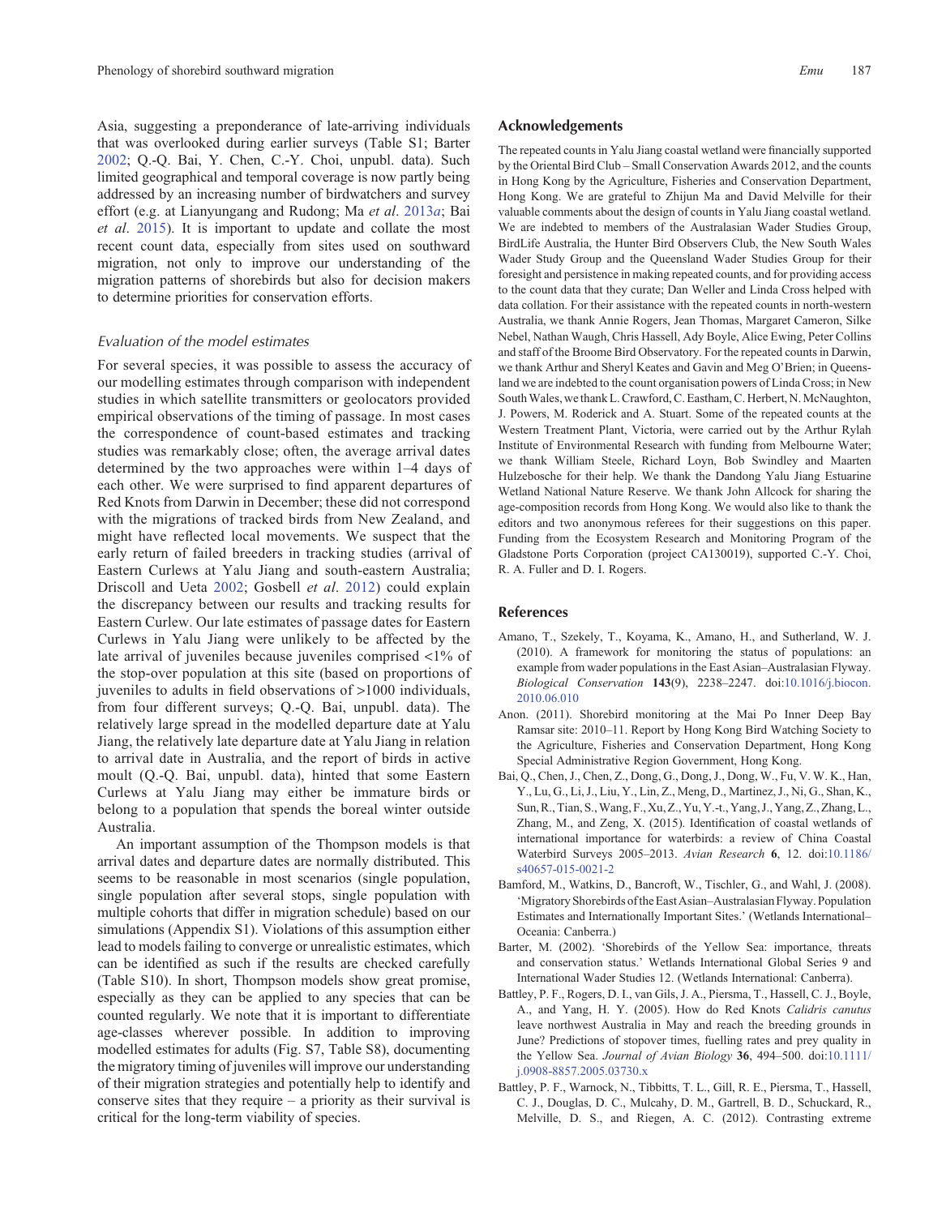Asia, suggesting a preponderance of late-arriving individuals that was overlooked during earlier surveys (Table S1; Barter 2002; Q.-Q. Bai, Y. Chen, C.-Y. Choi, unpubl. data). Such limited geographical and temporal coverage is now partly being addressed by an increasing number of birdwatchers and survey effort (e.g. at Lianyungang and Rudong; Ma *et al*. 2013*a*; Bai *et al*. 2015). It is important to update and collate the most recent count data, especially from sites used on southward migration, not only to improve our understanding of the migration patterns of shorebirds but also for decision makers to determine priorities for conservation efforts.

### *Evaluation of the model estimates*

For several species, it was possible to assess the accuracy of our modelling estimates through comparison with independent studies in which satellite transmitters or geolocators provided empirical observations of the timing of passage. In most cases the correspondence of count-based estimates and tracking studies was remarkably close; often, the average arrival dates determined by the two approaches were within 1–4 days of each other. We were surprised to find apparent departures of Red Knots from Darwin in December; these did not correspond with the migrations of tracked birds from New Zealand, and might have reflected local movements. We suspect that the early return of failed breeders in tracking studies (arrival of Eastern Curlews at Yalu Jiang and south-eastern Australia; Driscoll and Ueta 2002; Gosbell *et al*. 2012) could explain the discrepancy between our results and tracking results for Eastern Curlew. Our late estimates of passage dates for Eastern Curlews in Yalu Jiang were unlikely to be affected by the late arrival of juveniles because juveniles comprised <1% of the stop-over population at this site (based on proportions of juveniles to adults in field observations of >1000 individuals, from four different surveys; Q.-Q. Bai, unpubl. data). The relatively large spread in the modelled departure date at Yalu Jiang, the relatively late departure date at Yalu Jiang in relation to arrival date in Australia, and the report of birds in active moult (Q.-Q. Bai, unpubl. data), hinted that some Eastern Curlews at Yalu Jiang may either be immature birds or belong to a population that spends the boreal winter outside Australia.

An important assumption of the Thompson models is that arrival dates and departure dates are normally distributed. This seems to be reasonable in most scenarios (single population, single population after several stops, single population with multiple cohorts that differ in migration schedule) based on our simulations (Appendix S1). Violations of this assumption either lead to models failing to converge or unrealistic estimates, which can be identified as such if the results are checked carefully (Table S10). In short, Thompson models show great promise, especially as they can be applied to any species that can be counted regularly. We note that it is important to differentiate age-classes wherever possible. In addition to improving modelled estimates for adults (Fig. S7, Table S8), documenting the migratory timing of juveniles will improve our understanding of their migration strategies and potentially help to identify and conserve sites that they require – a priority as their survival is critical for the long-term viability of species.

## Acknowledgements

The repeated counts in Yalu Jiang coastal wetland were financially supported by the Oriental Bird Club – Small Conservation Awards 2012, and the counts in Hong Kong by the Agriculture, Fisheries and Conservation Department, Hong Kong. We are grateful to Zhijun Ma and David Melville for their valuable comments about the design of counts in Yalu Jiang coastal wetland. We are indebted to members of the Australasian Wader Studies Group, BirdLife Australia, the Hunter Bird Observers Club, the New South Wales Wader Study Group and the Queensland Wader Studies Group for their foresight and persistence in making repeated counts, and for providing access to the count data that they curate; Dan Weller and Linda Cross helped with data collation. For their assistance with the repeated counts in north-western Australia, we thank Annie Rogers, Jean Thomas, Margaret Cameron, Silke Nebel, Nathan Waugh, Chris Hassell, Ady Boyle, Alice Ewing, Peter Collins and staff of the Broome Bird Observatory. For the repeated counts in Darwin, we thank Arthur and Sheryl Keates and Gavin and Meg O'Brien; in Queensland we are indebted to the count organisation powers of Linda Cross; in New South Wales, we thank L. Crawford, C. Eastham, C. Herbert, N. McNaughton, J. Powers, M. Roderick and A. Stuart. Some of the repeated counts at the Western Treatment Plant, Victoria, were carried out by the Arthur Rylah Institute of Environmental Research with funding from Melbourne Water; we thank William Steele, Richard Loyn, Bob Swindley and Maarten Hulzebosche for their help. We thank the Dandong Yalu Jiang Estuarine Wetland National Nature Reserve. We thank John Allcock for sharing the age-composition records from Hong Kong. We would also like to thank the editors and two anonymous referees for their suggestions on this paper. Funding from the Ecosystem Research and Monitoring Program of the Gladstone Ports Corporation (project CA130019), supported C.-Y. Choi, R. A. Fuller and D. I. Rogers.

## References

Amano, T., Szekely, T., Koyama, K., Amano, H., and Sutherland, W. J. (2010). A framework for monitoring the status of populations: an example from wader populations in the East Asian–Australasian Flyway. *Biological Conservation* **143**(9), 2238–2247. doi:10.1016/j.biocon.2010.06.010

Anon. (2011). Shorebird monitoring at the Mai Po Inner Deep Bay Ramsar site: 2010–11. Report by Hong Kong Bird Watching Society to the Agriculture, Fisheries and Conservation Department, Hong Kong Special Administrative Region Government, Hong Kong.

Bai, Q., Chen, J., Chen, Z., Dong, G., Dong, J., Dong, W., Fu, V. W. K., Han, Y., Lu, G., Li, J., Liu, Y., Lin, Z., Meng, D., Martinez, J., Ni, G., Shan, K., Sun, R., Tian, S., Wang, F., Xu, Z., Yu, Y.-t., Yang, J., Yang, Z., Zhang, L., Zhang, M., and Zeng, X. (2015). Identification of coastal wetlands of international importance for waterbirds: a review of China Coastal Waterbird Surveys 2005–2013. *Avian Research* **6**, 12. doi:10.1186/s40657-015-0021-2

Bamford, M., Watkins, D., Bancroft, W., Tischler, G., and Wahl, J. (2008). 'Migratory Shorebirds of the East Asian–Australasian Flyway. Population Estimates and Internationally Important Sites.' (Wetlands International–Oceania: Canberra.)

Barter, M. (2002). 'Shorebirds of the Yellow Sea: importance, threats and conservation status.' Wetlands International Global Series 9 and International Wader Studies 12. (Wetlands International: Canberra).

Battley, P. F., Rogers, D. I., van Gils, J. A., Piersma, T., Hassell, C. J., Boyle, A., and Yang, H. Y. (2005). How do Red Knots *Calidris canutus* leave northwest Australia in May and reach the breeding grounds in June? Predictions of stopover times, fuelling rates and prey quality in the Yellow Sea. *Journal of Avian Biology* **36**, 494–500. doi:10.1111/j.0908-8857.2005.03730.x

Battley, P. F., Warnock, N., Tibbitts, T. L., Gill, R. E., Piersma, T., Hassell, C. J., Douglas, D. C., Mulcahy, D. M., Gartrell, B. D., Schuckard, R., Melville, D. S., and Riegen, A. C. (2012). Contrasting extreme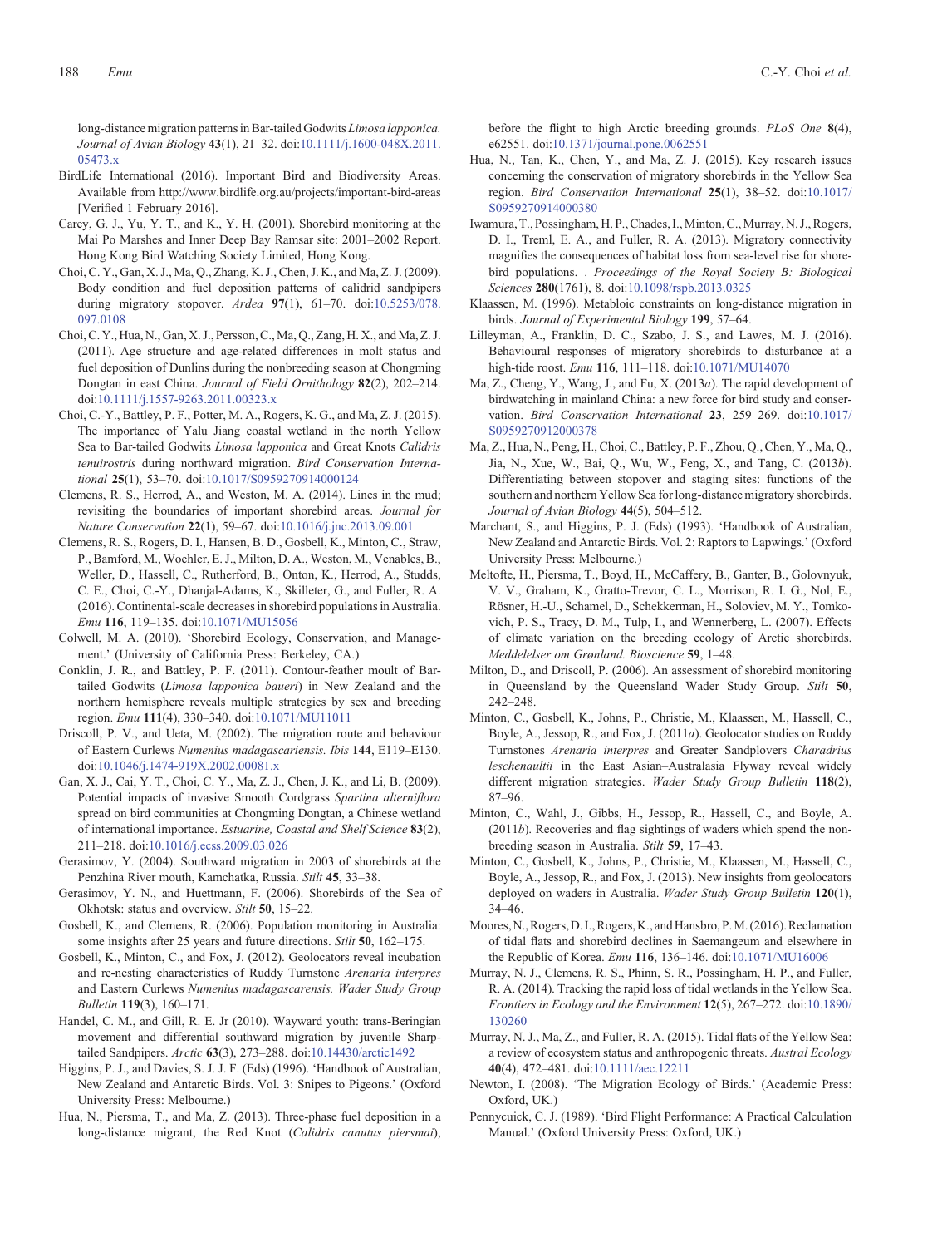long-distance migration patterns in Bar-tailed Godwits *Limosa lapponica*. *Journal of Avian Biology* **43**(1), 21–32. doi:10.1111/j.1600-048X.2011.05473.x

BirdLife International (2016). Important Bird and Biodiversity Areas. Available from http://www.birdlife.org.au/projects/important-bird-areas [Verified 1 February 2016].

Carey, G. J., Yu, Y. T., and K., Y. H. (2001). Shorebird monitoring at the Mai Po Marshes and Inner Deep Bay Ramsar site: 2001–2002 Report. Hong Kong Bird Watching Society Limited, Hong Kong.

Choi, C. Y., Gan, X. J., Ma, Q., Zhang, K. J., Chen, J. K., and Ma, Z. J. (2009). Body condition and fuel deposition patterns of calidrid sandpipers during migratory stopover. *Ardea* **97**(1), 61–70. doi:10.5253/078.097.0108

Choi, C. Y., Hua, N., Gan, X. J., Persson, C., Ma, Q., Zang, H. X., and Ma, Z. J. (2011). Age structure and age-related differences in molt status and fuel deposition of Dunlins during the nonbreeding season at Chongming Dongtan in east China. *Journal of Field Ornithology* **82**(2), 202–214. doi:10.1111/j.1557-9263.2011.00323.x

Choi, C.-Y., Battley, P. F., Potter, M. A., Rogers, K. G., and Ma, Z. J. (2015). The importance of Yalu Jiang coastal wetland in the north Yellow Sea to Bar-tailed Godwits *Limosa lapponica* and Great Knots *Calidris tenuirostris* during northward migration. *Bird Conservation International* **25**(1), 53–70. doi:10.1017/S0959270914000124

Clemens, R. S., Herrod, A., and Weston, M. A. (2014). Lines in the mud; revisiting the boundaries of important shorebird areas. *Journal for Nature Conservation* **22**(1), 59–67. doi:10.1016/j.jnc.2013.09.001

Clemens, R. S., Rogers, D. I., Hansen, B. D., Gosbell, K., Minton, C., Straw, P., Bamford, M., Woehler, E. J., Milton, D. A., Weston, M., Venables, B., Weller, D., Hassell, C., Rutherford, B., Onton, K., Herrod, A., Studds, C. E., Choi, C.-Y., Dhanjal-Adams, K., Skilleter, G., and Fuller, R. A. (2016). Continental-scale decreases in shorebird populations in Australia. *Emu* **116**, 119–135. doi:10.1071/MU15056

Colwell, M. A. (2010). 'Shorebird Ecology, Conservation, and Management.' (University of California Press: Berkeley, CA.)

Conklin, J. R., and Battley, P. F. (2011). Contour-feather moult of Bar-tailed Godwits (*Limosa lapponica baueri*) in New Zealand and the northern hemisphere reveals multiple strategies by sex and breeding region. *Emu* **111**(4), 330–340. doi:10.1071/MU11011

Driscoll, P. V., and Ueta, M. (2002). The migration route and behaviour of Eastern Curlews *Numenius madagascariensis*. *Ibis* **144**, E119–E130. doi:10.1046/j.1474-919X.2002.00081.x

Gan, X. J., Cai, Y. T., Choi, C. Y., Ma, Z. J., Chen, J. K., and Li, B. (2009). Potential impacts of invasive Smooth Cordgrass *Spartina alterniflora* spread on bird communities at Chongming Dongtan, a Chinese wetland of international importance. *Estuarine, Coastal and Shelf Science* **83**(2), 211–218. doi:10.1016/j.ecss.2009.03.026

Gerasimov, Y. (2004). Southward migration in 2003 of shorebirds at the Penzhina River mouth, Kamchatka, Russia. *Stilt* **45**, 33–38.

Gerasimov, Y. N., and Huettmann, F. (2006). Shorebirds of the Sea of Okhotsk: status and overview. *Stilt* **50**, 15–22.

Gosbell, K., and Clemens, R. (2006). Population monitoring in Australia: some insights after 25 years and future directions. *Stilt* **50**, 162–175.

Gosbell, K., Minton, C., and Fox, J. (2012). Geolocators reveal incubation and re-nesting characteristics of Ruddy Turnstone *Arenaria interpres* and Eastern Curlews *Numenius madagascarensis*. *Wader Study Group Bulletin* **119**(3), 160–171.

Handel, C. M., and Gill, R. E. Jr (2010). Wayward youth: trans-Beringian movement and differential southward migration by juvenile Sharp-tailed Sandpipers. *Arctic* **63**(3), 273–288. doi:10.14430/arctic1492

Higgins, P. J., and Davies, S. J. J. F. (Eds) (1996). 'Handbook of Australian, New Zealand and Antarctic Birds. Vol. 3: Snipes to Pigeons.' (Oxford University Press: Melbourne.)

Hua, N., Piersma, T., and Ma, Z. (2013). Three-phase fuel deposition in a long-distance migrant, the Red Knot (*Calidris canutus piersmai*), before the flight to high Arctic breeding grounds. *PLoS One* **8**(4), e62551. doi:10.1371/journal.pone.0062551

Hua, N., Tan, K., Chen, Y., and Ma, Z. J. (2015). Key research issues concerning the conservation of migratory shorebirds in the Yellow Sea region. *Bird Conservation International* **25**(1), 38–52. doi:10.1017/S0959270914000380

Iwamura, T., Possingham, H. P., Chades, I., Minton, C., Murray, N. J., Rogers, D. I., Treml, E. A., and Fuller, R. A. (2013). Migratory connectivity magnifies the consequences of habitat loss from sea-level rise for shorebird populations. . *Proceedings of the Royal Society B: Biological Sciences* **280**(1761), 8. doi:10.1098/rspb.2013.0325

Klaassen, M. (1996). Metabloic constraints on long-distance migration in birds. *Journal of Experimental Biology* **199**, 57–64.

Lilleyman, A., Franklin, D. C., Szabo, J. S., and Lawes, M. J. (2016). Behavioural responses of migratory shorebirds to disturbance at a high-tide roost. *Emu* **116**, 111–118. doi:10.1071/MU14070

Ma, Z., Cheng, Y., Wang, J., and Fu, X. (2013*a*). The rapid development of birdwatching in mainland China: a new force for bird study and conservation. *Bird Conservation International* **23**, 259–269. doi:10.1017/S0959270912000378

Ma, Z., Hua, N., Peng, H., Choi, C., Battley, P. F., Zhou, Q., Chen, Y., Ma, Q., Jia, N., Xue, W., Bai, Q., Wu, W., Feng, X., and Tang, C. (2013*b*). Differentiating between stopover and staging sites: functions of the southern and northern Yellow Sea for long-distance migratory shorebirds. *Journal of Avian Biology* **44**(5), 504–512.

Marchant, S., and Higgins, P. J. (Eds) (1993). 'Handbook of Australian, New Zealand and Antarctic Birds. Vol. 2: Raptors to Lapwings.' (Oxford University Press: Melbourne.)

Meltofte, H., Piersma, T., Boyd, H., McCaffery, B., Ganter, B., Golovnyuk, V. V., Graham, K., Gratto-Trevor, C. L., Morrison, R. I. G., Nol, E., Rösner, H.-U., Schamel, D., Schekkerman, H., Soloviev, M. Y., Tomkovich, P. S., Tracy, D. M., Tulp, I., and Wennerberg, L. (2007). Effects of climate variation on the breeding ecology of Arctic shorebirds. *Meddelelser om Grønland. Bioscience* **59**, 1–48.

Milton, D., and Driscoll, P. (2006). An assessment of shorebird monitoring in Queensland by the Queensland Wader Study Group. *Stilt* **50**, 242–248.

Minton, C., Gosbell, K., Johns, P., Christie, M., Klaassen, M., Hassell, C., Boyle, A., Jessop, R., and Fox, J. (2011*a*). Geolocator studies on Ruddy Turnstones *Arenaria interpres* and Greater Sandplovers *Charadrius leschenaultii* in the East Asian–Australasia Flyway reveal widely different migration strategies. *Wader Study Group Bulletin* **118**(2), 87–96.

Minton, C., Wahl, J., Gibbs, H., Jessop, R., Hassell, C., and Boyle, A. (2011*b*). Recoveries and flag sightings of waders which spend the non-breeding season in Australia. *Stilt* **59**, 17–43.

Minton, C., Gosbell, K., Johns, P., Christie, M., Klaassen, M., Hassell, C., Boyle, A., Jessop, R., and Fox, J. (2013). New insights from geolocators deployed on waders in Australia. *Wader Study Group Bulletin* **120**(1), 34–46.

Moores, N., Rogers, D. I., Rogers, K., and Hansbro, P. M. (2016). Reclamation of tidal flats and shorebird declines in Saemangeum and elsewhere in the Republic of Korea. *Emu* **116**, 136–146. doi:10.1071/MU16006

Murray, N. J., Clemens, R. S., Phinn, S. R., Possingham, H. P., and Fuller, R. A. (2014). Tracking the rapid loss of tidal wetlands in the Yellow Sea. *Frontiers in Ecology and the Environment* **12**(5), 267–272. doi:10.1890/130260

Murray, N. J., Ma, Z., and Fuller, R. A. (2015). Tidal flats of the Yellow Sea: a review of ecosystem status and anthropogenic threats. *Austral Ecology* **40**(4), 472–481. doi:10.1111/aec.12211

Newton, I. (2008). 'The Migration Ecology of Birds.' (Academic Press: Oxford, UK.)

Pennycuick, C. J. (1989). 'Bird Flight Performance: A Practical Calculation Manual.' (Oxford University Press: Oxford, UK.)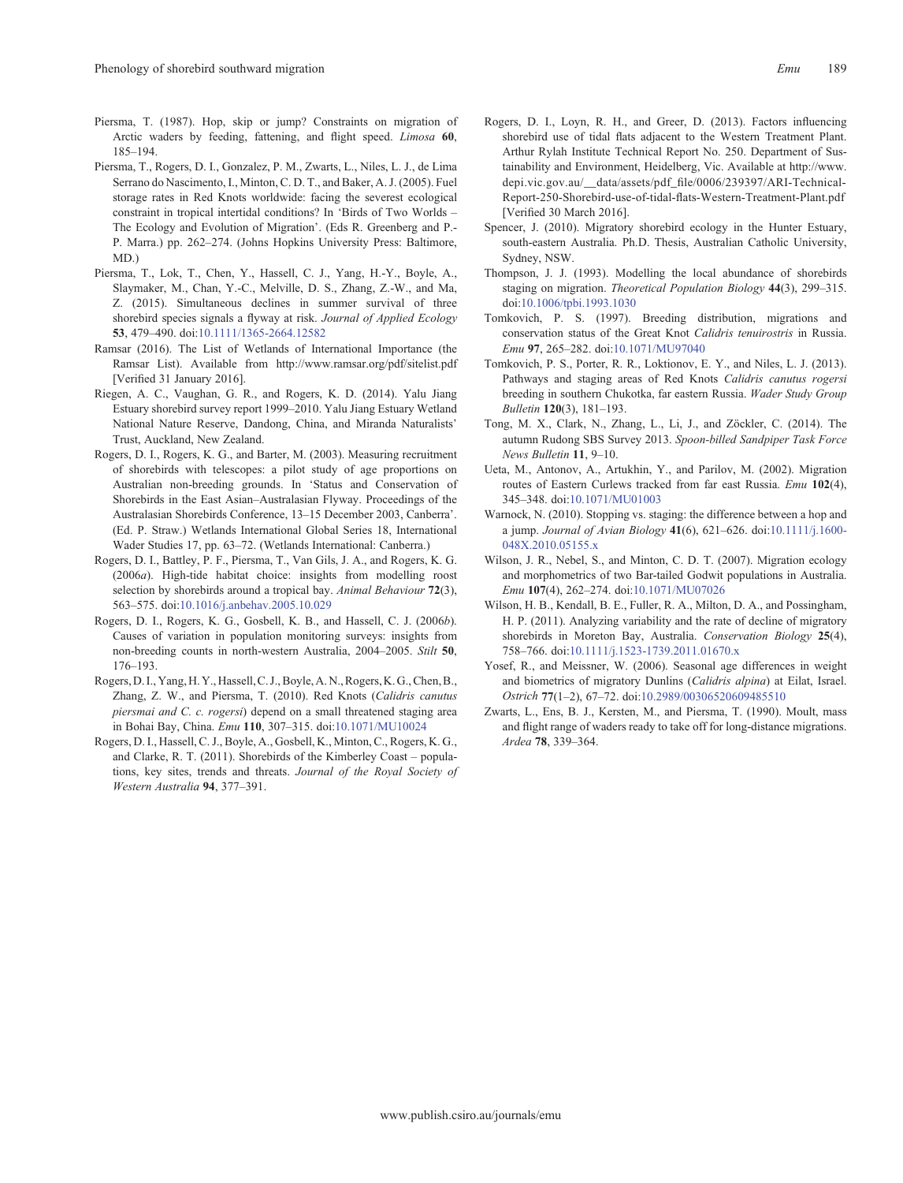Piersma, T. (1987). Hop, skip or jump? Constraints on migration of Arctic waders by feeding, fattening, and flight speed. *Limosa* **60**, 185–194.

Piersma, T., Rogers, D. I., Gonzalez, P. M., Zwarts, L., Niles, L. J., de Lima Serrano do Nascimento, I., Minton, C. D. T., and Baker, A. J. (2005). Fuel storage rates in Red Knots worldwide: facing the severest ecological constraint in tropical intertidal conditions? In 'Birds of Two Worlds – The Ecology and Evolution of Migration'. (Eds R. Greenberg and P.-P. Marra.) pp. 262–274. (Johns Hopkins University Press: Baltimore, MD.)

Piersma, T., Lok, T., Chen, Y., Hassell, C. J., Yang, H.-Y., Boyle, A., Slaymaker, M., Chan, Y.-C., Melville, D. S., Zhang, Z.-W., and Ma, Z. (2015). Simultaneous declines in summer survival of three shorebird species signals a flyway at risk. *Journal of Applied Ecology* **53**, 479–490. doi:10.1111/1365-2664.12582

Ramsar (2016). The List of Wetlands of International Importance (the Ramsar List). Available from http://www.ramsar.org/pdf/sitelist.pdf [Verified 31 January 2016].

Riegen, A. C., Vaughan, G. R., and Rogers, K. D. (2014). Yalu Jiang Estuary shorebird survey report 1999–2010. Yalu Jiang Estuary Wetland National Nature Reserve, Dandong, China, and Miranda Naturalists' Trust, Auckland, New Zealand.

Rogers, D. I., Rogers, K. G., and Barter, M. (2003). Measuring recruitment of shorebirds with telescopes: a pilot study of age proportions on Australian non-breeding grounds. In 'Status and Conservation of Shorebirds in the East Asian–Australasian Flyway. Proceedings of the Australasian Shorebirds Conference, 13–15 December 2003, Canberra'. (Ed. P. Straw.) Wetlands International Global Series 18, International Wader Studies 17, pp. 63–72. (Wetlands International: Canberra.)

Rogers, D. I., Battley, P. F., Piersma, T., Van Gils, J. A., and Rogers, K. G. (2006*a*). High-tide habitat choice: insights from modelling roost selection by shorebirds around a tropical bay. *Animal Behaviour* **72**(3), 563–575. doi:10.1016/j.anbehav.2005.10.029

Rogers, D. I., Rogers, K. G., Gosbell, K. B., and Hassell, C. J. (2006*b*). Causes of variation in population monitoring surveys: insights from non-breeding counts in north-western Australia, 2004–2005. *Stilt* **50**, 176–193.

Rogers, D. I., Yang, H. Y., Hassell, C. J., Boyle, A. N., Rogers, K. G., Chen, B., Zhang, Z. W., and Piersma, T. (2010). Red Knots (*Calidris canutus piersmai and C. c. rogersi*) depend on a small threatened staging area in Bohai Bay, China. *Emu* **110**, 307–315. doi:10.1071/MU10024

Rogers, D. I., Hassell, C. J., Boyle, A., Gosbell, K., Minton, C., Rogers, K. G., and Clarke, R. T. (2011). Shorebirds of the Kimberley Coast – populations, key sites, trends and threats. *Journal of the Royal Society of Western Australia* **94**, 377–391.

Rogers, D. I., Loyn, R. H., and Greer, D. (2013). Factors influencing shorebird use of tidal flats adjacent to the Western Treatment Plant. Arthur Rylah Institute Technical Report No. 250. Department of Sustainability and Environment, Heidelberg, Vic. Available at http://www.depi.vic.gov.au/__data/assets/pdf_file/0006/239397/ARI-Technical-Report-250-Shorebird-use-of-tidal-flats-Western-Treatment-Plant.pdf [Verified 30 March 2016].

Spencer, J. (2010). Migratory shorebird ecology in the Hunter Estuary, south-eastern Australia. Ph.D. Thesis, Australian Catholic University, Sydney, NSW.

Thompson, J. J. (1993). Modelling the local abundance of shorebirds staging on migration. *Theoretical Population Biology* **44**(3), 299–315. doi:10.1006/tpbi.1993.1030

Tomkovich, P. S. (1997). Breeding distribution, migrations and conservation status of the Great Knot *Calidris tenuirostris* in Russia. *Emu* **97**, 265–282. doi:10.1071/MU97040

Tomkovich, P. S., Porter, R. R., Loktionov, E. Y., and Niles, L. J. (2013). Pathways and staging areas of Red Knots *Calidris canutus rogersi* breeding in southern Chukotka, far eastern Russia. *Wader Study Group Bulletin* **120**(3), 181–193.

Tong, M. X., Clark, N., Zhang, L., Li, J., and Zöckler, C. (2014). The autumn Rudong SBS Survey 2013. *Spoon-billed Sandpiper Task Force News Bulletin* **11**, 9–10.

Ueta, M., Antonov, A., Artukhin, Y., and Parilov, M. (2002). Migration routes of Eastern Curlews tracked from far east Russia. *Emu* **102**(4), 345–348. doi:10.1071/MU01003

Warnock, N. (2010). Stopping vs. staging: the difference between a hop and a jump. *Journal of Avian Biology* **41**(6), 621–626. doi:10.1111/j.1600-048X.2010.05155.x

Wilson, J. R., Nebel, S., and Minton, C. D. T. (2007). Migration ecology and morphometrics of two Bar-tailed Godwit populations in Australia. *Emu* **107**(4), 262–274. doi:10.1071/MU07026

Wilson, H. B., Kendall, B. E., Fuller, R. A., Milton, D. A., and Possingham, H. P. (2011). Analyzing variability and the rate of decline of migratory shorebirds in Moreton Bay, Australia. *Conservation Biology* **25**(4), 758–766. doi:10.1111/j.1523-1739.2011.01670.x

Yosef, R., and Meissner, W. (2006). Seasonal age differences in weight and biometrics of migratory Dunlins (*Calidris alpina*) at Eilat, Israel. *Ostrich* **77**(1–2), 67–72. doi:10.2989/00306520609485510

Zwarts, L., Ens, B. J., Kersten, M., and Piersma, T. (1990). Moult, mass and flight range of waders ready to take off for long-distance migrations. *Ardea* **78**, 339–364.